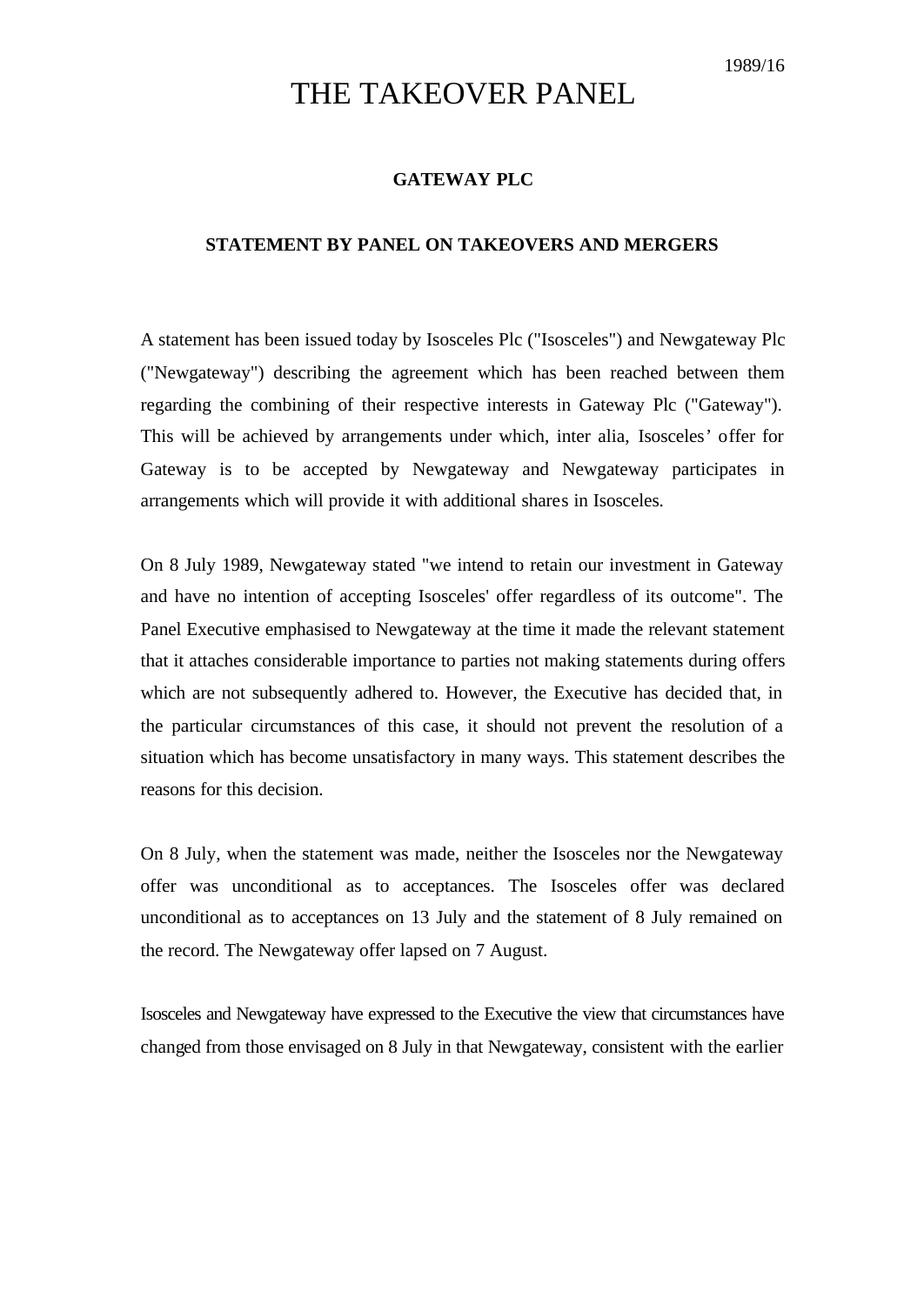1989/16

# THE TAKEOVER PANEL

## GATEWAY PLC

### STATEMENT BY PANEL ON TAKEOVERS AND MERGERS

A statement has been issued today by Isosceles Plc ("Isosceles") and Newgateway Plc ("Newgateway") describing the agreement which has been reached between them regarding the combining of their respective interests in Gateway Plc ("Gateway"). This will be achieved by arrangements under which, inter alia, Isosceles' offer for Gateway is to be accepted by Newgateway and Newgateway participates in arrangements which will provide it with additional shares in Isosceles.

On 8 July 1989, Newgateway stated "we intend to retain our investment in Gateway and have no intention of accepting Isosceles' offer regardless of its outcome". The Panel Executive emphasised to Newgateway at the time it made the relevant statement that it attaches considerable importance to parties not making statements during offers which are not subsequently adhered to. However, the Executive has decided that, in the particular circumstances of this case, it should not prevent the resolution of a situation which has become unsatisfactory in many ways. This statement describes the reasons for this decision.

On 8 July, when the statement was made, neither the Isosceles nor the Newgateway offer was unconditional as to acceptances. The Isosceles offer was declared unconditional as to acceptances on 13 July and the statement of 8 July remained on the record. The Newgateway offer lapsed on 7 August.

Isosceles and Newgateway have expressed to the Executive the view that circumstances have changed from those envisaged on 8 July in that Newgateway, consistent with the earlier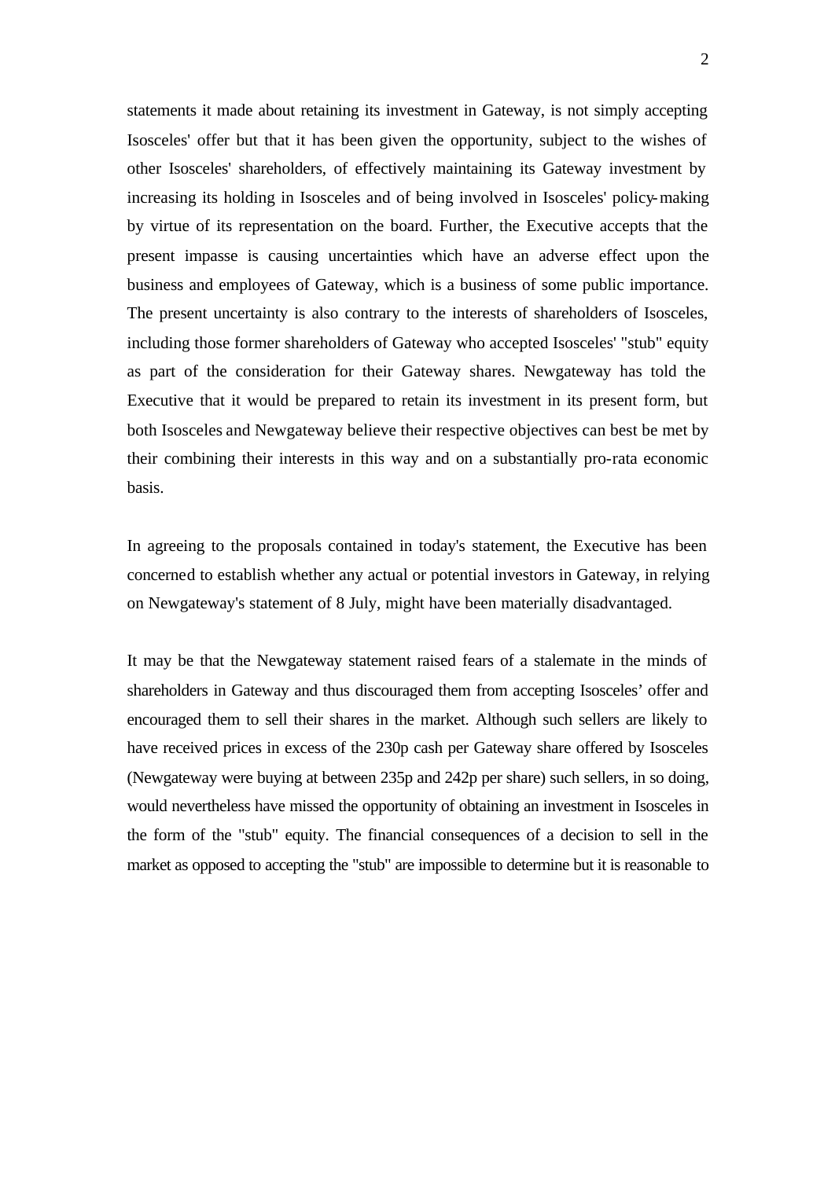statements it made about retaining its investment in Gateway, is not simply accepting Isosceles' offer but that it has been given the opportunity, subject to the wishes of other Isosceles' shareholders, of effectively maintaining its Gateway investment by increasing its holding in Isosceles and of being involved in Isosceles' policy-making by virtue of its representation on the board. Further, the Executive accepts that the present impasse is causing uncertainties which have an adverse effect upon the business and employees of Gateway, which is a business of some public importance. The present uncertainty is also contrary to the interests of shareholders of Isosceles, including those former shareholders of Gateway who accepted Isosceles' "stub" equity as part of the consideration for their Gateway shares. Newgateway has told the Executive that it would be prepared to retain its investment in its present form, but both Isosceles and Newgateway believe their respective objectives can best be met by their combining their interests in this way and on a substantially pro-rata economic basis.

In agreeing to the proposals contained in today's statement, the Executive has been concerned to establish whether any actual or potential investors in Gateway, in relying on Newgateway's statement of 8 July, might have been materially disadvantaged.

It may be that the Newgateway statement raised fears of a stalemate in the minds of shareholders in Gateway and thus discouraged them from accepting Isosceles' offer and encouraged them to sell their shares in the market. Although such sellers are likely to have received prices in excess of the 230p cash per Gateway share offered by Isosceles (Newgateway were buying at between 235p and 242p per share) such sellers, in so doing, would nevertheless have missed the opportunity of obtaining an investment in Isosceles in the form of the "stub" equity. The financial consequences of a decision to sell in the market as opposed to accepting the "stub" are impossible to determine but it is reasonable to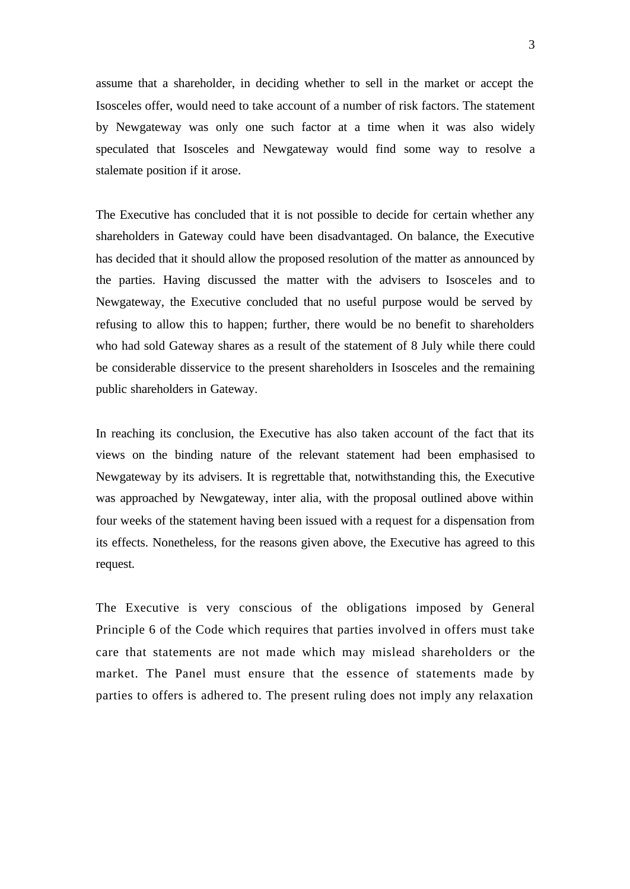assume that a shareholder, in deciding whether to sell in the market or accept the Isosceles offer, would need to take account of a number of risk factors. The statement by Newgateway was only one such factor at a time when it was also widely speculated that Isosceles and Newgateway would find some way to resolve a stalemate position if it arose.

The Executive has concluded that it is not possible to decide for certain whether any shareholders in Gateway could have been disadvantaged. On balance, the Executive has decided that it should allow the proposed resolution of the matter as announced by the parties. Having discussed the matter with the advisers to Isosceles and to Newgateway, the Executive concluded that no useful purpose would be served by refusing to allow this to happen; further, there would be no benefit to shareholders who had sold Gateway shares as a result of the statement of 8 July while there could be considerable disservice to the present shareholders in Isosceles and the remaining public shareholders in Gateway.

In reaching its conclusion, the Executive has also taken account of the fact that its views on the binding nature of the relevant statement had been emphasised to Newgateway by its advisers. It is regrettable that, notwithstanding this, the Executive was approached by Newgateway, inter alia, with the proposal outlined above within four weeks of the statement having been issued with a request for a dispensation from its effects. Nonetheless, for the reasons given above, the Executive has agreed to this request.

The Executive is very conscious of the obligations imposed by General Principle 6 of the Code which requires that parties involved in offers must take care that statements are not made which may mislead shareholders or the market. The Panel must ensure that the essence of statements made by parties to offers is adhered to. The present ruling does not imply any relaxation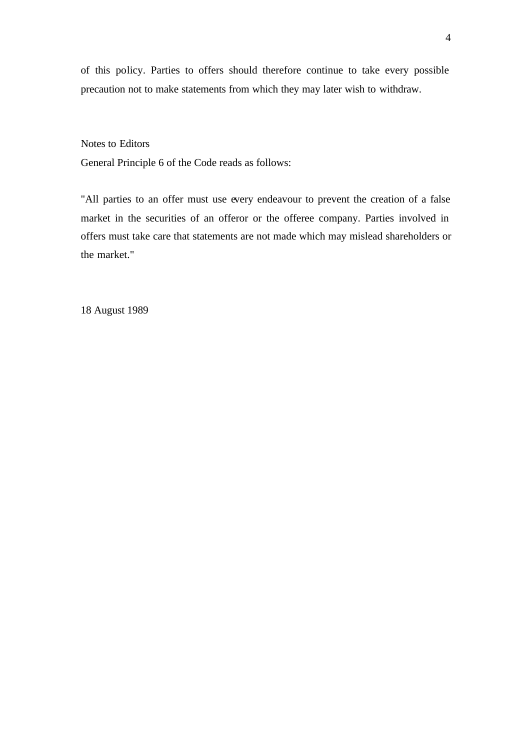of this policy. Parties to offers should therefore continue to take every possible precaution not to make statements from which they may later wish to withdraw.

Notes to Editors

General Principle 6 of the Code reads as follows:

"All parties to an offer must use every endeavour to prevent the creation of a false market in the securities of an offeror or the offeree company. Parties involved in offers must take care that statements are not made which may mislead shareholders or the market."

18 August 1989